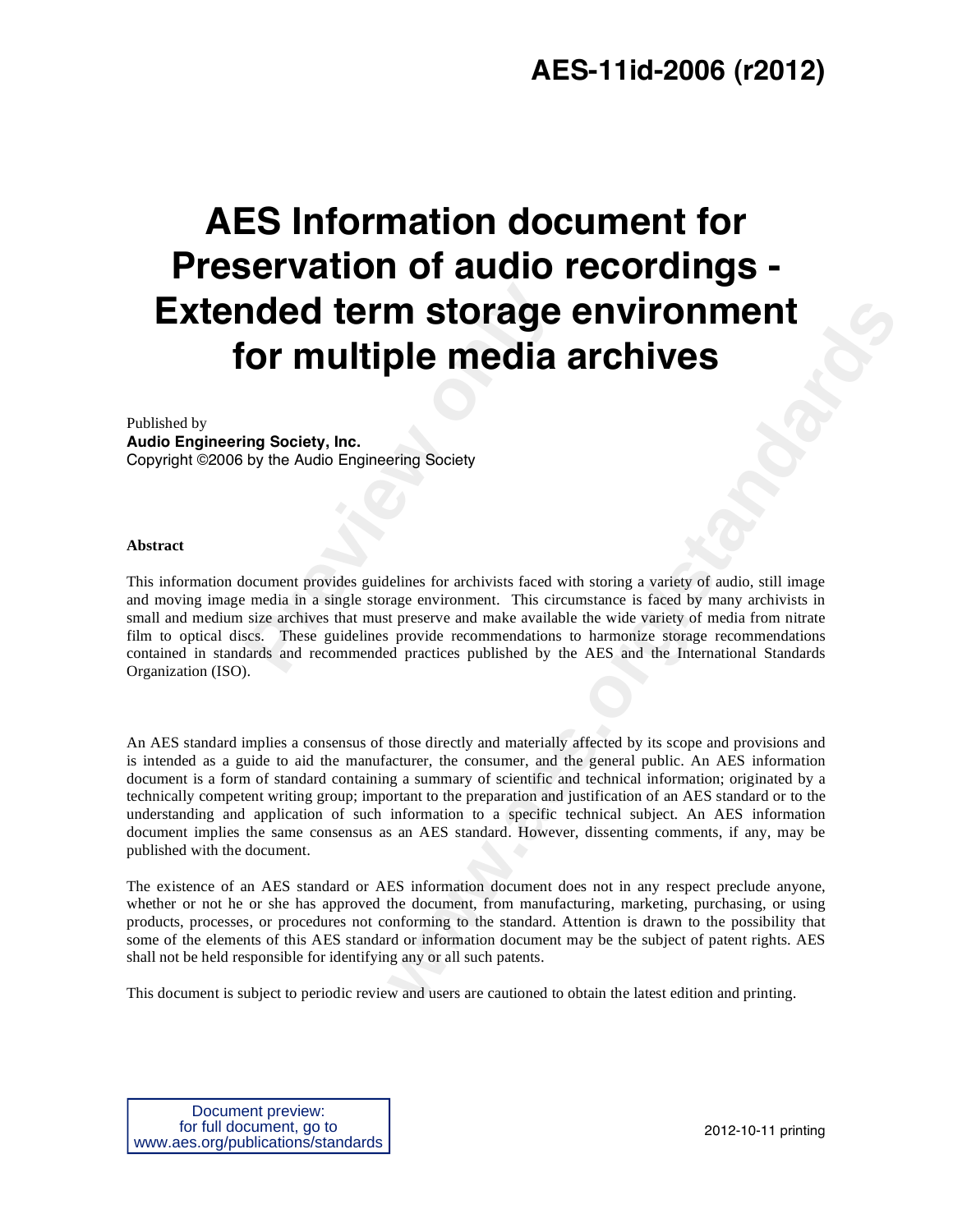**AES-11id-2006 (r2012)**

# AES Information document for Preservation of audio recordings - Extended term storage environment for multiple media archives

Published by
**Audio Engineering Society, Inc.**
Copyright ©2006 by the Audio Engineering Society

**Abstract**

This information document provides guidelines for archivists faced with storing a variety of audio, still image and moving image media in a single storage environment. This circumstance is faced by many archivists in small and medium size archives that must preserve and make available the wide variety of media from nitrate film to optical discs. These guidelines provide recommendations to harmonize storage recommendations contained in standards and recommended practices published by the AES and the International Standards Organization (ISO).

An AES standard implies a consensus of those directly and materially affected by its scope and provisions and is intended as a guide to aid the manufacturer, the consumer, and the general public. An AES information document is a form of standard containing a summary of scientific and technical information; originated by a technically competent writing group; important to the preparation and justification of an AES standard or to the understanding and application of such information to a specific technical subject. An AES information document implies the same consensus as an AES standard. However, dissenting comments, if any, may be published with the document.

The existence of an AES standard or AES information document does not in any respect preclude anyone, whether or not he or she has approved the document, from manufacturing, marketing, purchasing, or using products, processes, or procedures not conforming to the standard. Attention is drawn to the possibility that some of the elements of this AES standard or information document may be the subject of patent rights. AES shall not be held responsible for identifying any or all such patents.

This document is subject to periodic review and users are cautioned to obtain the latest edition and printing.

Document preview:
for full document, go to
www.aes.org/publications/standards

2012-10-11 printing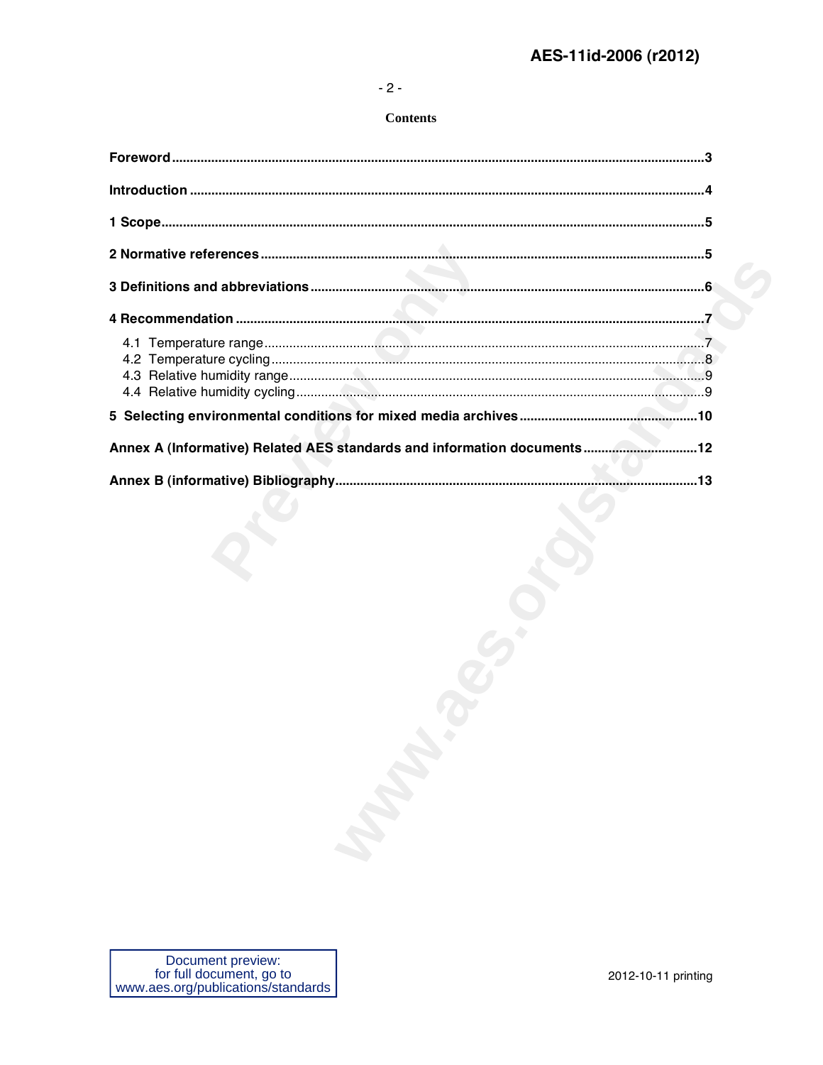## Contents

**Foreword** ........................................................................................................3

**Introduction** ....................................................................................................4

**1 Scope** ............................................................................................................5

**2 Normative references** ....................................................................................5

**3 Definitions and abbreviations** .......................................................................6

**4 Recommendation** ...........................................................................................7

- 4.1 Temperature range ......................................................................................7
- 4.2 Temperature cycling ....................................................................................8
- 4.3 Relative humidity range ...............................................................................9
- 4.4 Relative humidity cycling .............................................................................9

**5 Selecting environmental conditions for mixed media archives** ......................10

**Annex A (Informative) Related AES standards and information documents** .....12

**Annex B (informative) Bibliography** .................................................................13

Document preview:
for full document, go to
www.aes.org/publications/standards

2012-10-11 printing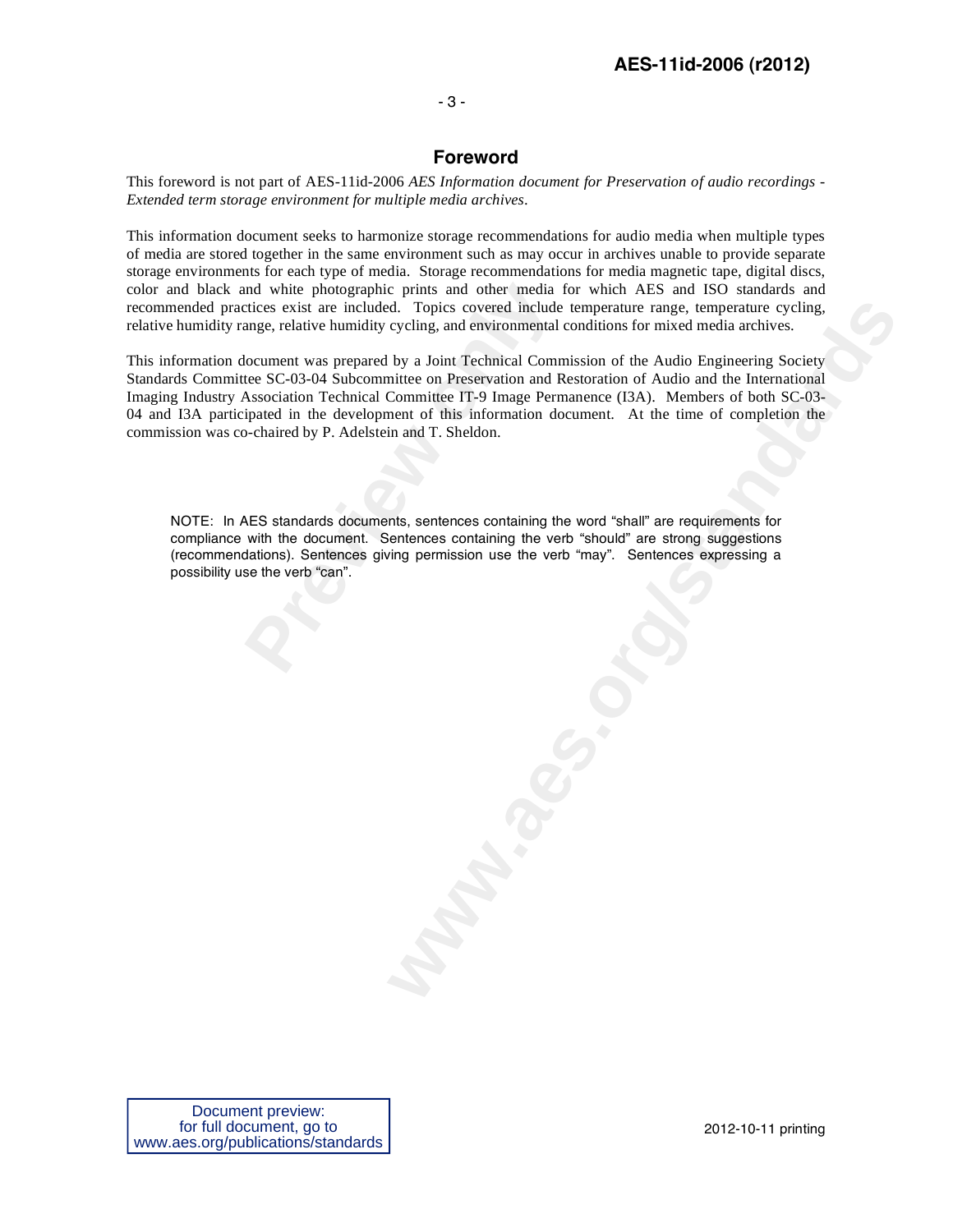## Foreword

This foreword is not part of AES-11id-2006 *AES Information document for Preservation of audio recordings - Extended term storage environment for multiple media archives*.

This information document seeks to harmonize storage recommendations for audio media when multiple types of media are stored together in the same environment such as may occur in archives unable to provide separate storage environments for each type of media. Storage recommendations for media magnetic tape, digital discs, color and black and white photographic prints and other media for which AES and ISO standards and recommended practices exist are included. Topics covered include temperature range, temperature cycling, relative humidity range, relative humidity cycling, and environmental conditions for mixed media archives.

This information document was prepared by a Joint Technical Commission of the Audio Engineering Society Standards Committee SC-03-04 Subcommittee on Preservation and Restoration of Audio and the International Imaging Industry Association Technical Committee IT-9 Image Permanence (I3A). Members of both SC-03-04 and I3A participated in the development of this information document. At the time of completion the commission was co-chaired by P. Adelstein and T. Sheldon.

NOTE: In AES standards documents, sentences containing the word "shall" are requirements for compliance with the document. Sentences containing the verb "should" are strong suggestions (recommendations). Sentences giving permission use the verb "may". Sentences expressing a possibility use the verb "can".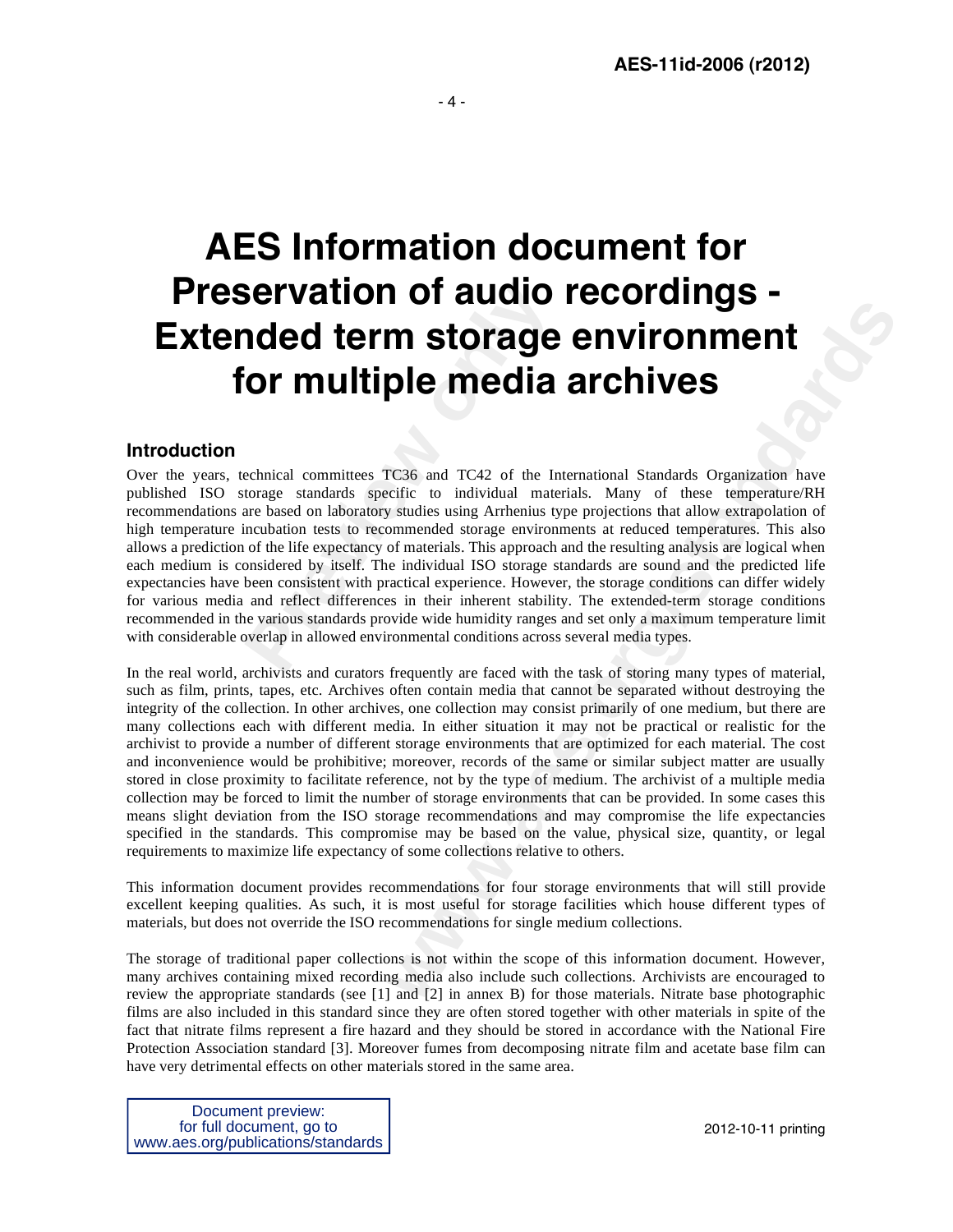# AES Information document for Preservation of audio recordings - Extended term storage environment for multiple media archives

## Introduction

Over the years, technical committees TC36 and TC42 of the International Standards Organization have published ISO storage standards specific to individual materials. Many of these temperature/RH recommendations are based on laboratory studies using Arrhenius type projections that allow extrapolation of high temperature incubation tests to recommended storage environments at reduced temperatures. This also allows a prediction of the life expectancy of materials. This approach and the resulting analysis are logical when each medium is considered by itself. The individual ISO storage standards are sound and the predicted life expectancies have been consistent with practical experience. However, the storage conditions can differ widely for various media and reflect differences in their inherent stability. The extended-term storage conditions recommended in the various standards provide wide humidity ranges and set only a maximum temperature limit with considerable overlap in allowed environmental conditions across several media types.

In the real world, archivists and curators frequently are faced with the task of storing many types of material, such as film, prints, tapes, etc. Archives often contain media that cannot be separated without destroying the integrity of the collection. In other archives, one collection may consist primarily of one medium, but there are many collections each with different media. In either situation it may not be practical or realistic for the archivist to provide a number of different storage environments that are optimized for each material. The cost and inconvenience would be prohibitive; moreover, records of the same or similar subject matter are usually stored in close proximity to facilitate reference, not by the type of medium. The archivist of a multiple media collection may be forced to limit the number of storage environments that can be provided. In some cases this means slight deviation from the ISO storage recommendations and may compromise the life expectancies specified in the standards. This compromise may be based on the value, physical size, quantity, or legal requirements to maximize life expectancy of some collections relative to others.

This information document provides recommendations for four storage environments that will still provide excellent keeping qualities. As such, it is most useful for storage facilities which house different types of materials, but does not override the ISO recommendations for single medium collections.

The storage of traditional paper collections is not within the scope of this information document. However, many archives containing mixed recording media also include such collections. Archivists are encouraged to review the appropriate standards (see [1] and [2] in annex B) for those materials. Nitrate base photographic films are also included in this standard since they are often stored together with other materials in spite of the fact that nitrate films represent a fire hazard and they should be stored in accordance with the National Fire Protection Association standard [3]. Moreover fumes from decomposing nitrate film and acetate base film can have very detrimental effects on other materials stored in the same area.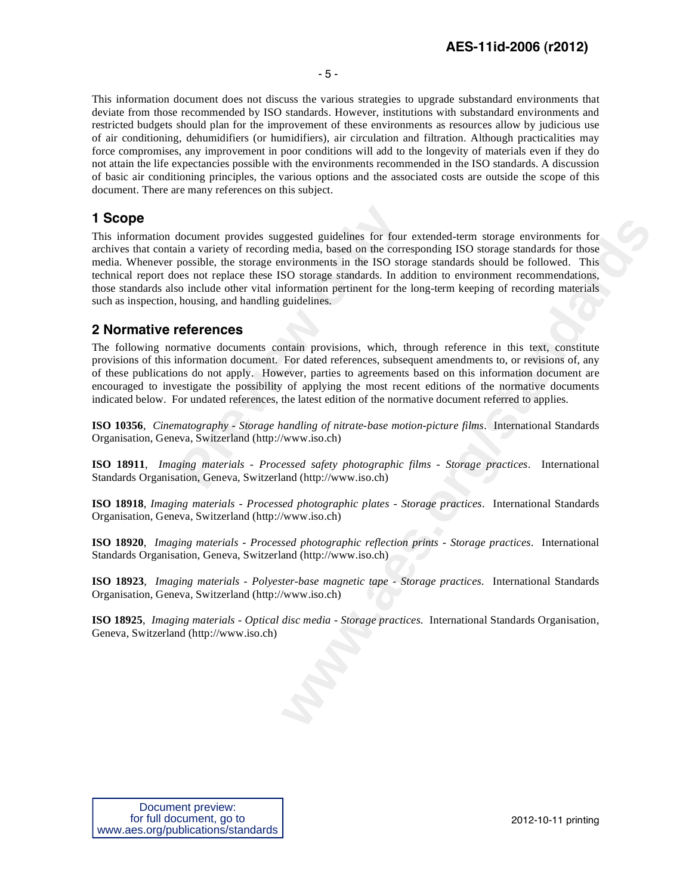This information document does not discuss the various strategies to upgrade substandard environments that deviate from those recommended by ISO standards. However, institutions with substandard environments and restricted budgets should plan for the improvement of these environments as resources allow by judicious use of air conditioning, dehumidifiers (or humidifiers), air circulation and filtration. Although practicalities may force compromises, any improvement in poor conditions will add to the longevity of materials even if they do not attain the life expectancies possible with the environments recommended in the ISO standards. A discussion of basic air conditioning principles, the various options and the associated costs are outside the scope of this document. There are many references on this subject.

## 1 Scope

This information document provides suggested guidelines for four extended-term storage environments for archives that contain a variety of recording media, based on the corresponding ISO storage standards for those media. Whenever possible, the storage environments in the ISO storage standards should be followed. This technical report does not replace these ISO storage standards. In addition to environment recommendations, those standards also include other vital information pertinent for the long-term keeping of recording materials such as inspection, housing, and handling guidelines.

## 2 Normative references

The following normative documents contain provisions, which, through reference in this text, constitute provisions of this information document. For dated references, subsequent amendments to, or revisions of, any of these publications do not apply. However, parties to agreements based on this information document are encouraged to investigate the possibility of applying the most recent editions of the normative documents indicated below. For undated references, the latest edition of the normative document referred to applies.

**ISO 10356**, *Cinematography - Storage handling of nitrate-base motion-picture films*. International Standards Organisation, Geneva, Switzerland (http://www.iso.ch)

**ISO 18911**, *Imaging materials - Processed safety photographic films - Storage practices*. International Standards Organisation, Geneva, Switzerland (http://www.iso.ch)

**ISO 18918**, *Imaging materials - Processed photographic plates - Storage practices*. International Standards Organisation, Geneva, Switzerland (http://www.iso.ch)

**ISO 18920**, *Imaging materials - Processed photographic reflection prints - Storage practices*. International Standards Organisation, Geneva, Switzerland (http://www.iso.ch)

**ISO 18923**, *Imaging materials - Polyester-base magnetic tape - Storage practices*. International Standards Organisation, Geneva, Switzerland (http://www.iso.ch)

**ISO 18925**, *Imaging materials - Optical disc media - Storage practices*. International Standards Organisation, Geneva, Switzerland (http://www.iso.ch)